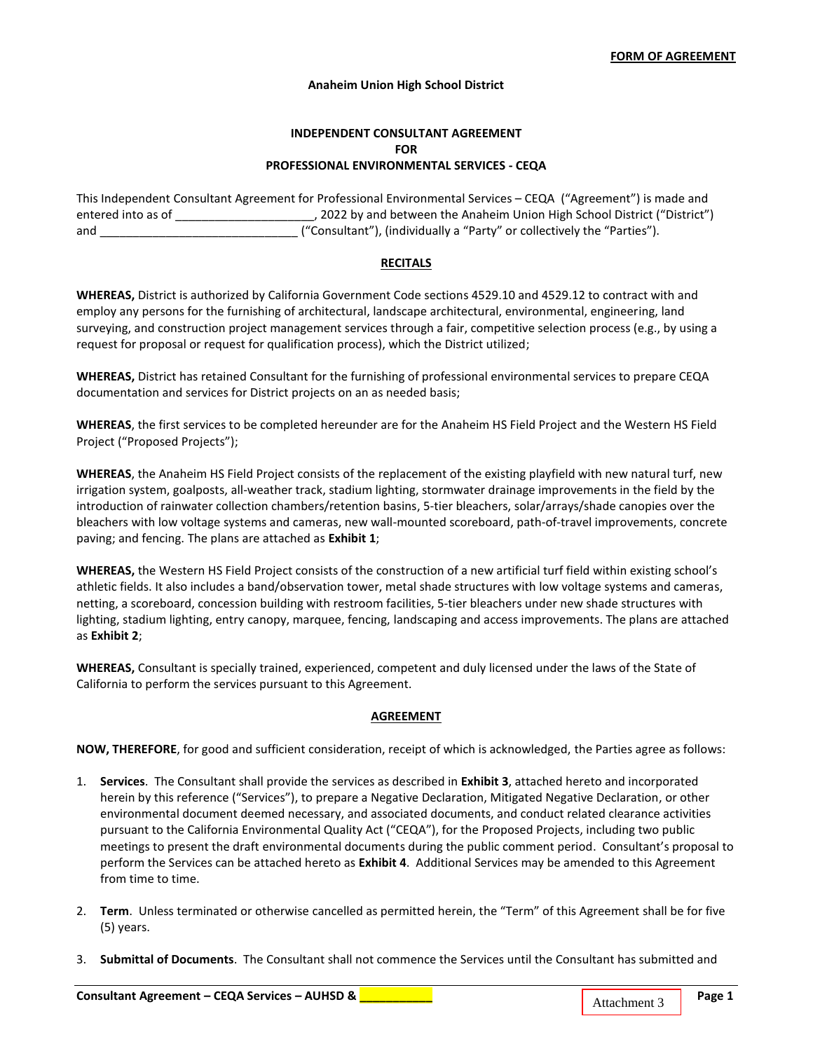**FORM OF AGREEMENT**

**Anaheim Union High School District**

**INDEPENDENT CONSULTANT AGREEMENT**
**FOR**
**PROFESSIONAL ENVIRONMENTAL SERVICES - CEQA**

This Independent Consultant Agreement for Professional Environmental Services – CEQA ("Agreement") is made and entered into as of _____________________, 2022 by and between the Anaheim Union High School District ("District") and ______________________________ ("Consultant"), (individually a "Party" or collectively the "Parties").

**RECITALS**

**WHEREAS,** District is authorized by California Government Code sections 4529.10 and 4529.12 to contract with and employ any persons for the furnishing of architectural, landscape architectural, environmental, engineering, land surveying, and construction project management services through a fair, competitive selection process (e.g., by using a request for proposal or request for qualification process), which the District utilized;

**WHEREAS,** District has retained Consultant for the furnishing of professional environmental services to prepare CEQA documentation and services for District projects on an as needed basis;

**WHEREAS**, the first services to be completed hereunder are for the Anaheim HS Field Project and the Western HS Field Project ("Proposed Projects");

**WHEREAS**, the Anaheim HS Field Project consists of the replacement of the existing playfield with new natural turf, new irrigation system, goalposts, all-weather track, stadium lighting, stormwater drainage improvements in the field by the introduction of rainwater collection chambers/retention basins, 5-tier bleachers, solar/arrays/shade canopies over the bleachers with low voltage systems and cameras, new wall-mounted scoreboard, path-of-travel improvements, concrete paving; and fencing. The plans are attached as **Exhibit 1**;

**WHEREAS,** the Western HS Field Project consists of the construction of a new artificial turf field within existing school's athletic fields. It also includes a band/observation tower, metal shade structures with low voltage systems and cameras, netting, a scoreboard, concession building with restroom facilities, 5-tier bleachers under new shade structures with lighting, stadium lighting, entry canopy, marquee, fencing, landscaping and access improvements. The plans are attached as **Exhibit 2**;

**WHEREAS,** Consultant is specially trained, experienced, competent and duly licensed under the laws of the State of California to perform the services pursuant to this Agreement.

**AGREEMENT**

**NOW, THEREFORE**, for good and sufficient consideration, receipt of which is acknowledged, the Parties agree as follows:

1. **Services**. The Consultant shall provide the services as described in **Exhibit 3**, attached hereto and incorporated herein by this reference ("Services"), to prepare a Negative Declaration, Mitigated Negative Declaration, or other environmental document deemed necessary, and associated documents, and conduct related clearance activities pursuant to the California Environmental Quality Act ("CEQA"), for the Proposed Projects, including two public meetings to present the draft environmental documents during the public comment period. Consultant's proposal to perform the Services can be attached hereto as **Exhibit 4**. Additional Services may be amended to this Agreement from time to time.

2. **Term**. Unless terminated or otherwise cancelled as permitted herein, the "Term" of this Agreement shall be for five (5) years.

3. **Submittal of Documents**. The Consultant shall not commence the Services until the Consultant has submitted and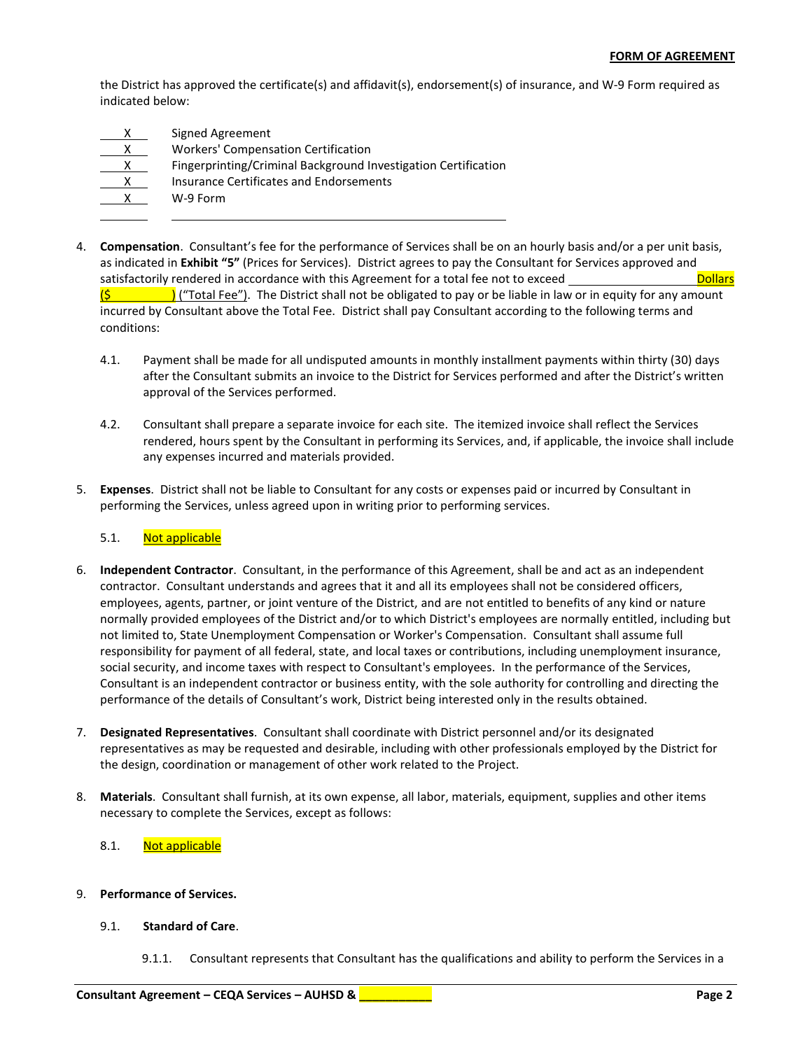the District has approved the certificate(s) and affidavit(s), endorsement(s) of insurance, and W-9 Form required as indicated below:

| | |
|---|---|
| X | Signed Agreement |
| X | Workers' Compensation Certification |
| X | Fingerprinting/Criminal Background Investigation Certification |
| X | Insurance Certificates and Endorsements |
| X | W-9 Form |
| ______ | ______________________________ |

4. **Compensation**. Consultant's fee for the performance of Services shall be on an hourly basis and/or a per unit basis, as indicated in **Exhibit "5"** (Prices for Services). District agrees to pay the Consultant for Services approved and satisfactorily rendered in accordance with this Agreement for a total fee not to exceed ____________________ Dollars ($__________) ("Total Fee"). The District shall not be obligated to pay or be liable in law or in equity for any amount incurred by Consultant above the Total Fee. District shall pay Consultant according to the following terms and conditions:

   4.1. Payment shall be made for all undisputed amounts in monthly installment payments within thirty (30) days after the Consultant submits an invoice to the District for Services performed and after the District's written approval of the Services performed.

   4.2. Consultant shall prepare a separate invoice for each site. The itemized invoice shall reflect the Services rendered, hours spent by the Consultant in performing its Services, and, if applicable, the invoice shall include any expenses incurred and materials provided.

5. **Expenses**. District shall not be liable to Consultant for any costs or expenses paid or incurred by Consultant in performing the Services, unless agreed upon in writing prior to performing services.

   5.1. Not applicable

6. **Independent Contractor**. Consultant, in the performance of this Agreement, shall be and act as an independent contractor. Consultant understands and agrees that it and all its employees shall not be considered officers, employees, agents, partner, or joint venture of the District, and are not entitled to benefits of any kind or nature normally provided employees of the District and/or to which District's employees are normally entitled, including but not limited to, State Unemployment Compensation or Worker's Compensation. Consultant shall assume full responsibility for payment of all federal, state, and local taxes or contributions, including unemployment insurance, social security, and income taxes with respect to Consultant's employees. In the performance of the Services, Consultant is an independent contractor or business entity, with the sole authority for controlling and directing the performance of the details of Consultant's work, District being interested only in the results obtained.

7. **Designated Representatives**. Consultant shall coordinate with District personnel and/or its designated representatives as may be requested and desirable, including with other professionals employed by the District for the design, coordination or management of other work related to the Project.

8. **Materials**. Consultant shall furnish, at its own expense, all labor, materials, equipment, supplies and other items necessary to complete the Services, except as follows:

   8.1. Not applicable

9. **Performance of Services.**

   9.1. **Standard of Care**.

      9.1.1. Consultant represents that Consultant has the qualifications and ability to perform the Services in a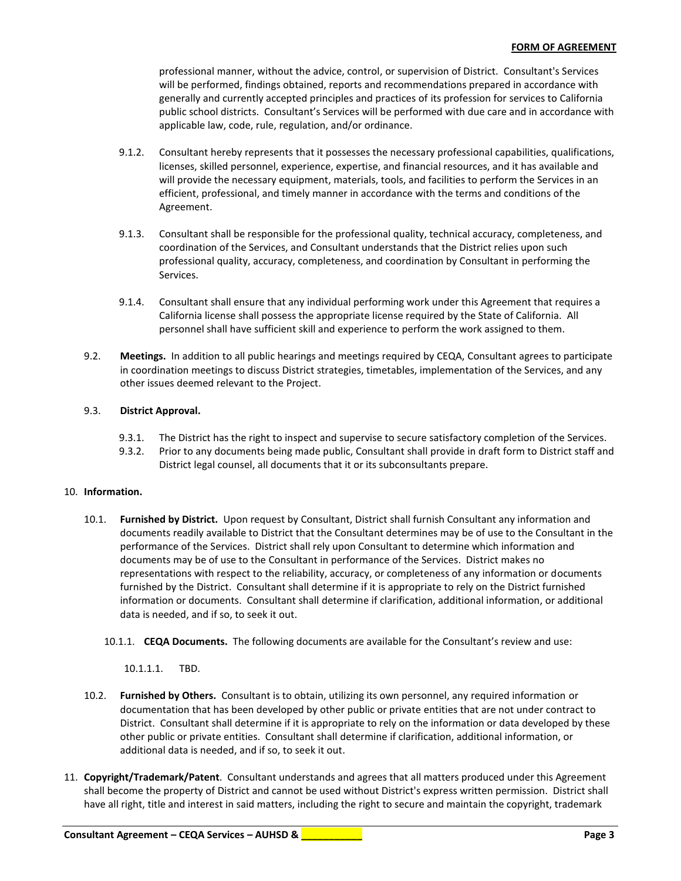professional manner, without the advice, control, or supervision of District. Consultant's Services will be performed, findings obtained, reports and recommendations prepared in accordance with generally and currently accepted principles and practices of its profession for services to California public school districts. Consultant's Services will be performed with due care and in accordance with applicable law, code, rule, regulation, and/or ordinance.

9.1.2. Consultant hereby represents that it possesses the necessary professional capabilities, qualifications, licenses, skilled personnel, experience, expertise, and financial resources, and it has available and will provide the necessary equipment, materials, tools, and facilities to perform the Services in an efficient, professional, and timely manner in accordance with the terms and conditions of the Agreement.

9.1.3. Consultant shall be responsible for the professional quality, technical accuracy, completeness, and coordination of the Services, and Consultant understands that the District relies upon such professional quality, accuracy, completeness, and coordination by Consultant in performing the Services.

9.1.4. Consultant shall ensure that any individual performing work under this Agreement that requires a California license shall possess the appropriate license required by the State of California. All personnel shall have sufficient skill and experience to perform the work assigned to them.

9.2. **Meetings.** In addition to all public hearings and meetings required by CEQA, Consultant agrees to participate in coordination meetings to discuss District strategies, timetables, implementation of the Services, and any other issues deemed relevant to the Project.

9.3. **District Approval.**

9.3.1. The District has the right to inspect and supervise to secure satisfactory completion of the Services.

9.3.2. Prior to any documents being made public, Consultant shall provide in draft form to District staff and District legal counsel, all documents that it or its subconsultants prepare.

10. **Information.**

10.1. **Furnished by District.** Upon request by Consultant, District shall furnish Consultant any information and documents readily available to District that the Consultant determines may be of use to the Consultant in the performance of the Services. District shall rely upon Consultant to determine which information and documents may be of use to the Consultant in performance of the Services. District makes no representations with respect to the reliability, accuracy, or completeness of any information or documents furnished by the District. Consultant shall determine if it is appropriate to rely on the District furnished information or documents. Consultant shall determine if clarification, additional information, or additional data is needed, and if so, to seek it out.

10.1.1. **CEQA Documents.** The following documents are available for the Consultant's review and use:

10.1.1.1. TBD.

10.2. **Furnished by Others.** Consultant is to obtain, utilizing its own personnel, any required information or documentation that has been developed by other public or private entities that are not under contract to District. Consultant shall determine if it is appropriate to rely on the information or data developed by these other public or private entities. Consultant shall determine if clarification, additional information, or additional data is needed, and if so, to seek it out.

11. **Copyright/Trademark/Patent**. Consultant understands and agrees that all matters produced under this Agreement shall become the property of District and cannot be used without District's express written permission. District shall have all right, title and interest in said matters, including the right to secure and maintain the copyright, trademark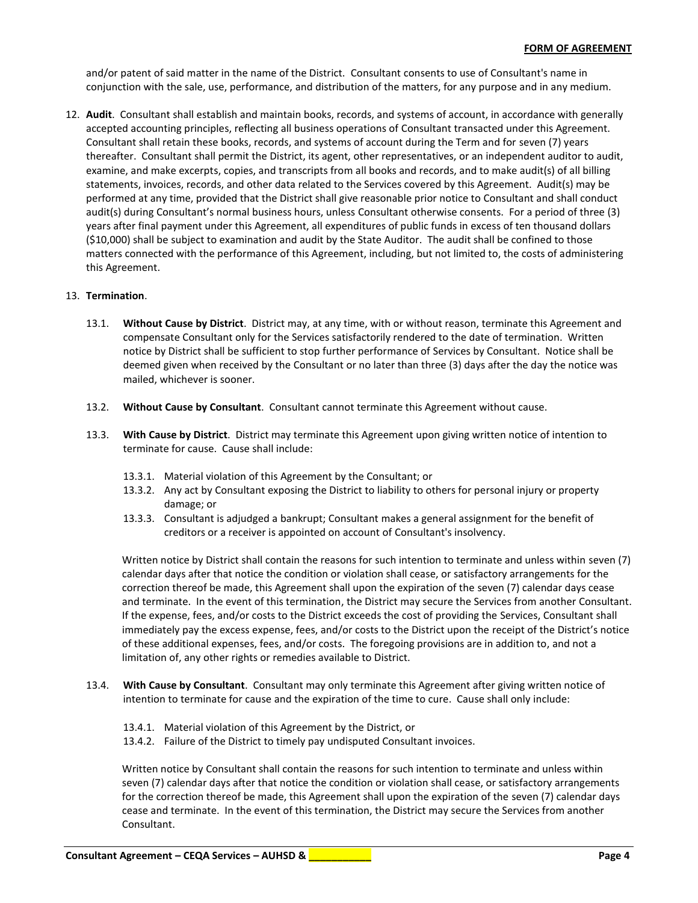and/or patent of said matter in the name of the District. Consultant consents to use of Consultant's name in conjunction with the sale, use, performance, and distribution of the matters, for any purpose and in any medium.

12. **Audit**. Consultant shall establish and maintain books, records, and systems of account, in accordance with generally accepted accounting principles, reflecting all business operations of Consultant transacted under this Agreement. Consultant shall retain these books, records, and systems of account during the Term and for seven (7) years thereafter. Consultant shall permit the District, its agent, other representatives, or an independent auditor to audit, examine, and make excerpts, copies, and transcripts from all books and records, and to make audit(s) of all billing statements, invoices, records, and other data related to the Services covered by this Agreement. Audit(s) may be performed at any time, provided that the District shall give reasonable prior notice to Consultant and shall conduct audit(s) during Consultant's normal business hours, unless Consultant otherwise consents. For a period of three (3) years after final payment under this Agreement, all expenditures of public funds in excess of ten thousand dollars ($10,000) shall be subject to examination and audit by the State Auditor. The audit shall be confined to those matters connected with the performance of this Agreement, including, but not limited to, the costs of administering this Agreement.

13. **Termination**.

    13.1. **Without Cause by District**. District may, at any time, with or without reason, terminate this Agreement and compensate Consultant only for the Services satisfactorily rendered to the date of termination. Written notice by District shall be sufficient to stop further performance of Services by Consultant. Notice shall be deemed given when received by the Consultant or no later than three (3) days after the day the notice was mailed, whichever is sooner.

    13.2. **Without Cause by Consultant**. Consultant cannot terminate this Agreement without cause.

    13.3. **With Cause by District**. District may terminate this Agreement upon giving written notice of intention to terminate for cause. Cause shall include:

    13.3.1. Material violation of this Agreement by the Consultant; or
    13.3.2. Any act by Consultant exposing the District to liability to others for personal injury or property damage; or
    13.3.3. Consultant is adjudged a bankrupt; Consultant makes a general assignment for the benefit of creditors or a receiver is appointed on account of Consultant's insolvency.

    Written notice by District shall contain the reasons for such intention to terminate and unless within seven (7) calendar days after that notice the condition or violation shall cease, or satisfactory arrangements for the correction thereof be made, this Agreement shall upon the expiration of the seven (7) calendar days cease and terminate. In the event of this termination, the District may secure the Services from another Consultant. If the expense, fees, and/or costs to the District exceeds the cost of providing the Services, Consultant shall immediately pay the excess expense, fees, and/or costs to the District upon the receipt of the District's notice of these additional expenses, fees, and/or costs. The foregoing provisions are in addition to, and not a limitation of, any other rights or remedies available to District.

    13.4. **With Cause by Consultant**. Consultant may only terminate this Agreement after giving written notice of intention to terminate for cause and the expiration of the time to cure. Cause shall only include:

    13.4.1. Material violation of this Agreement by the District, or
    13.4.2. Failure of the District to timely pay undisputed Consultant invoices.

    Written notice by Consultant shall contain the reasons for such intention to terminate and unless within seven (7) calendar days after that notice the condition or violation shall cease, or satisfactory arrangements for the correction thereof be made, this Agreement shall upon the expiration of the seven (7) calendar days cease and terminate. In the event of this termination, the District may secure the Services from another Consultant.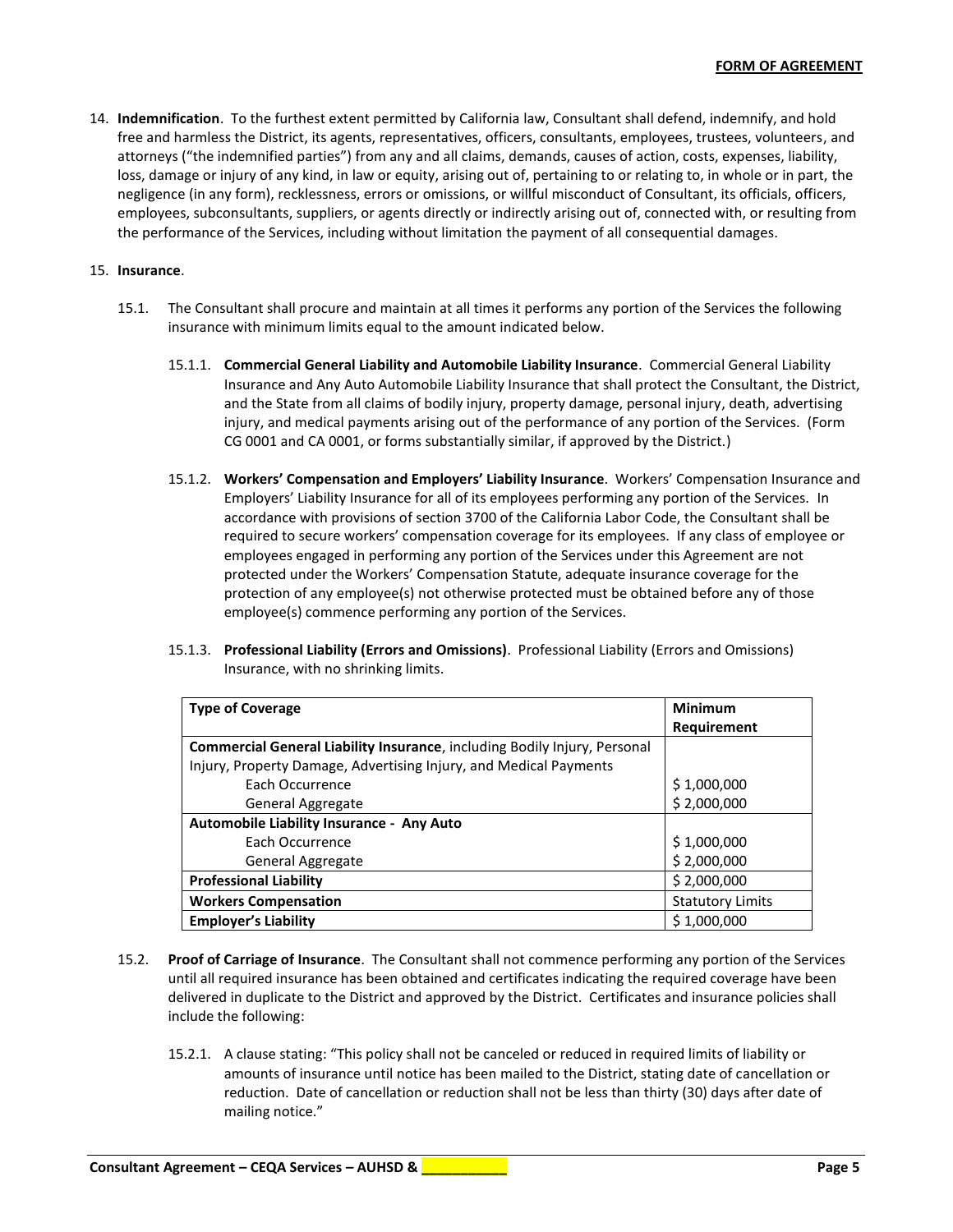14. **Indemnification**. To the furthest extent permitted by California law, Consultant shall defend, indemnify, and hold free and harmless the District, its agents, representatives, officers, consultants, employees, trustees, volunteers, and attorneys ("the indemnified parties") from any and all claims, demands, causes of action, costs, expenses, liability, loss, damage or injury of any kind, in law or equity, arising out of, pertaining to or relating to, in whole or in part, the negligence (in any form), recklessness, errors or omissions, or willful misconduct of Consultant, its officials, officers, employees, subconsultants, suppliers, or agents directly or indirectly arising out of, connected with, or resulting from the performance of the Services, including without limitation the payment of all consequential damages.

15. **Insurance**.

    15.1. The Consultant shall procure and maintain at all times it performs any portion of the Services the following insurance with minimum limits equal to the amount indicated below.

    15.1.1. **Commercial General Liability and Automobile Liability Insurance**. Commercial General Liability Insurance and Any Auto Automobile Liability Insurance that shall protect the Consultant, the District, and the State from all claims of bodily injury, property damage, personal injury, death, advertising injury, and medical payments arising out of the performance of any portion of the Services. (Form CG 0001 and CA 0001, or forms substantially similar, if approved by the District.)

    15.1.2. **Workers' Compensation and Employers' Liability Insurance**. Workers' Compensation Insurance and Employers' Liability Insurance for all of its employees performing any portion of the Services. In accordance with provisions of section 3700 of the California Labor Code, the Consultant shall be required to secure workers' compensation coverage for its employees. If any class of employee or employees engaged in performing any portion of the Services under this Agreement are not protected under the Workers' Compensation Statute, adequate insurance coverage for the protection of any employee(s) not otherwise protected must be obtained before any of those employee(s) commence performing any portion of the Services.

    15.1.3. **Professional Liability (Errors and Omissions)**. Professional Liability (Errors and Omissions) Insurance, with no shrinking limits.

| Type of Coverage | Minimum Requirement |
|---|---|
| **Commercial General Liability Insurance**, including Bodily Injury, Personal Injury, Property Damage, Advertising Injury, and Medical Payments | |
| Each Occurrence | $ 1,000,000 |
| General Aggregate | $ 2,000,000 |
| **Automobile Liability Insurance - Any Auto** | |
| Each Occurrence | $ 1,000,000 |
| General Aggregate | $ 2,000,000 |
| **Professional Liability** | $ 2,000,000 |
| **Workers Compensation** | Statutory Limits |
| **Employer's Liability** | $ 1,000,000 |

    15.2. **Proof of Carriage of Insurance**. The Consultant shall not commence performing any portion of the Services until all required insurance has been obtained and certificates indicating the required coverage have been delivered in duplicate to the District and approved by the District. Certificates and insurance policies shall include the following:

    15.2.1. A clause stating: "This policy shall not be canceled or reduced in required limits of liability or amounts of insurance until notice has been mailed to the District, stating date of cancellation or reduction. Date of cancellation or reduction shall not be less than thirty (30) days after date of mailing notice."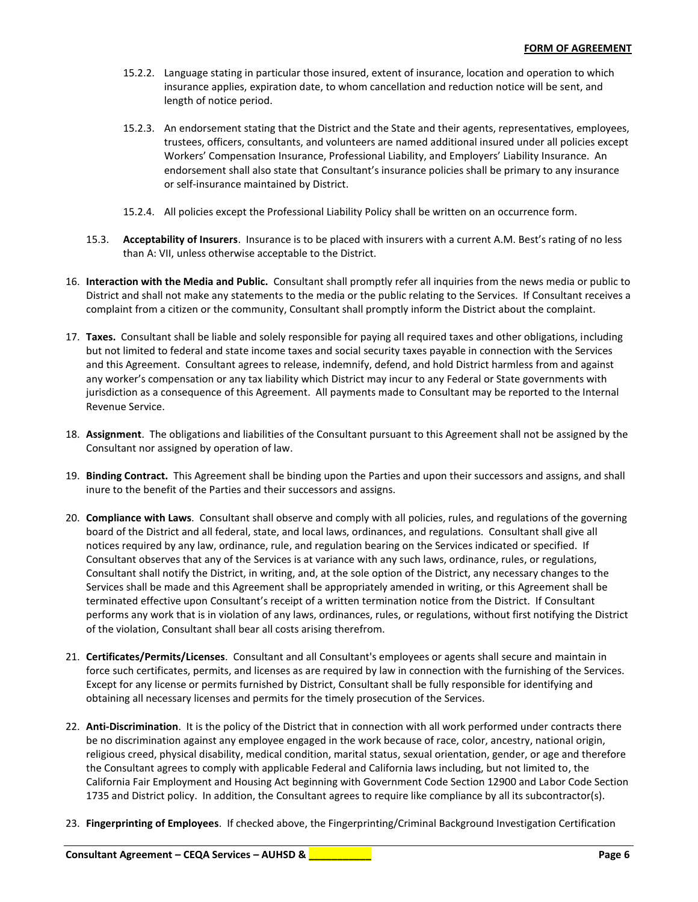15.2.2. Language stating in particular those insured, extent of insurance, location and operation to which insurance applies, expiration date, to whom cancellation and reduction notice will be sent, and length of notice period.

15.2.3. An endorsement stating that the District and the State and their agents, representatives, employees, trustees, officers, consultants, and volunteers are named additional insured under all policies except Workers' Compensation Insurance, Professional Liability, and Employers' Liability Insurance. An endorsement shall also state that Consultant's insurance policies shall be primary to any insurance or self-insurance maintained by District.

15.2.4. All policies except the Professional Liability Policy shall be written on an occurrence form.

15.3. **Acceptability of Insurers**. Insurance is to be placed with insurers with a current A.M. Best's rating of no less than A: VII, unless otherwise acceptable to the District.

16. **Interaction with the Media and Public.** Consultant shall promptly refer all inquiries from the news media or public to District and shall not make any statements to the media or the public relating to the Services. If Consultant receives a complaint from a citizen or the community, Consultant shall promptly inform the District about the complaint.

17. **Taxes.** Consultant shall be liable and solely responsible for paying all required taxes and other obligations, including but not limited to federal and state income taxes and social security taxes payable in connection with the Services and this Agreement. Consultant agrees to release, indemnify, defend, and hold District harmless from and against any worker's compensation or any tax liability which District may incur to any Federal or State governments with jurisdiction as a consequence of this Agreement. All payments made to Consultant may be reported to the Internal Revenue Service.

18. **Assignment**. The obligations and liabilities of the Consultant pursuant to this Agreement shall not be assigned by the Consultant nor assigned by operation of law.

19. **Binding Contract.** This Agreement shall be binding upon the Parties and upon their successors and assigns, and shall inure to the benefit of the Parties and their successors and assigns.

20. **Compliance with Laws**. Consultant shall observe and comply with all policies, rules, and regulations of the governing board of the District and all federal, state, and local laws, ordinances, and regulations. Consultant shall give all notices required by any law, ordinance, rule, and regulation bearing on the Services indicated or specified. If Consultant observes that any of the Services is at variance with any such laws, ordinance, rules, or regulations, Consultant shall notify the District, in writing, and, at the sole option of the District, any necessary changes to the Services shall be made and this Agreement shall be appropriately amended in writing, or this Agreement shall be terminated effective upon Consultant's receipt of a written termination notice from the District. If Consultant performs any work that is in violation of any laws, ordinances, rules, or regulations, without first notifying the District of the violation, Consultant shall bear all costs arising therefrom.

21. **Certificates/Permits/Licenses**. Consultant and all Consultant's employees or agents shall secure and maintain in force such certificates, permits, and licenses as are required by law in connection with the furnishing of the Services. Except for any license or permits furnished by District, Consultant shall be fully responsible for identifying and obtaining all necessary licenses and permits for the timely prosecution of the Services.

22. **Anti-Discrimination**. It is the policy of the District that in connection with all work performed under contracts there be no discrimination against any employee engaged in the work because of race, color, ancestry, national origin, religious creed, physical disability, medical condition, marital status, sexual orientation, gender, or age and therefore the Consultant agrees to comply with applicable Federal and California laws including, but not limited to, the California Fair Employment and Housing Act beginning with Government Code Section 12900 and Labor Code Section 1735 and District policy. In addition, the Consultant agrees to require like compliance by all its subcontractor(s).

23. **Fingerprinting of Employees**. If checked above, the Fingerprinting/Criminal Background Investigation Certification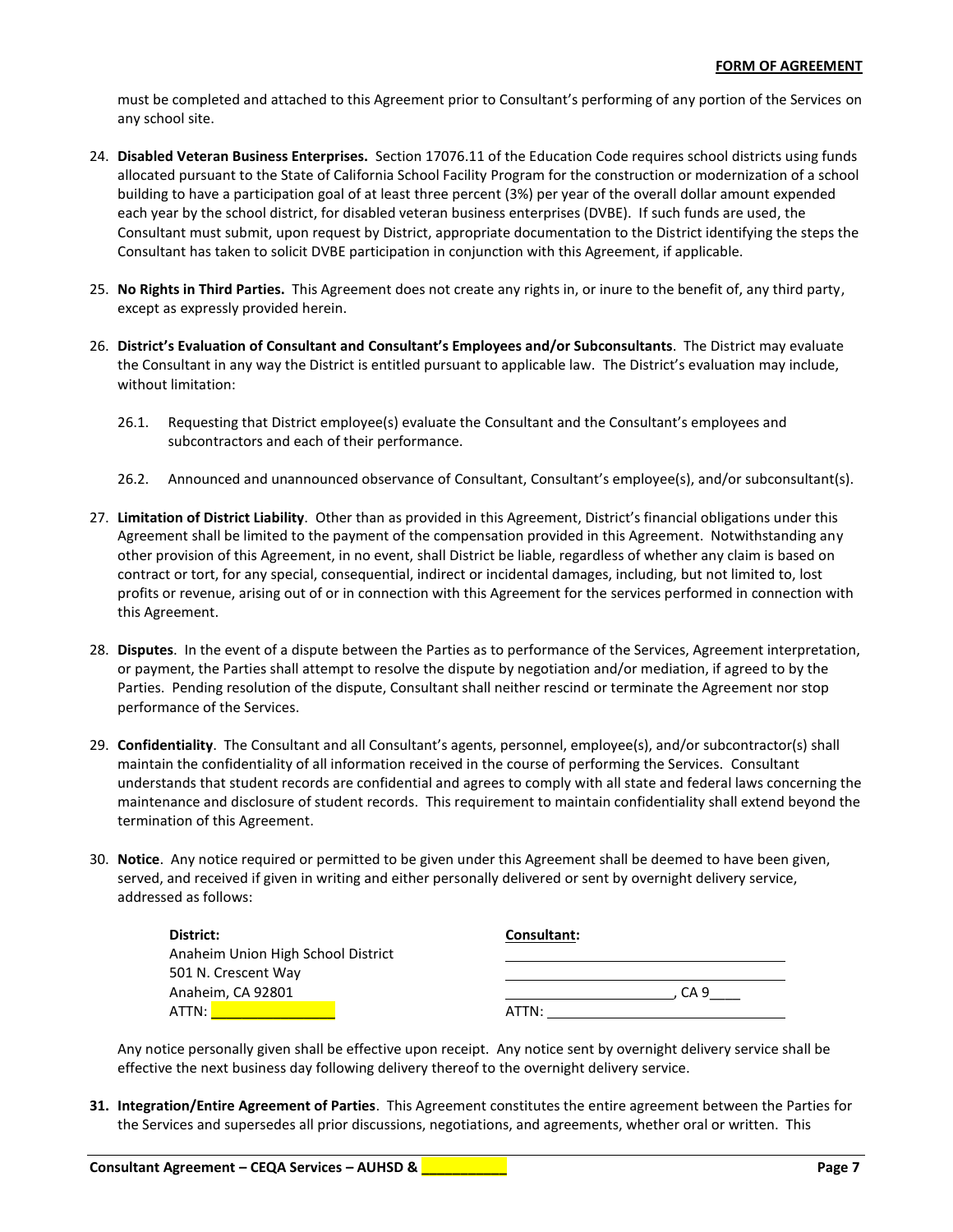must be completed and attached to this Agreement prior to Consultant's performing of any portion of the Services on any school site.

24. **Disabled Veteran Business Enterprises.** Section 17076.11 of the Education Code requires school districts using funds allocated pursuant to the State of California School Facility Program for the construction or modernization of a school building to have a participation goal of at least three percent (3%) per year of the overall dollar amount expended each year by the school district, for disabled veteran business enterprises (DVBE). If such funds are used, the Consultant must submit, upon request by District, appropriate documentation to the District identifying the steps the Consultant has taken to solicit DVBE participation in conjunction with this Agreement, if applicable.

25. **No Rights in Third Parties.** This Agreement does not create any rights in, or inure to the benefit of, any third party, except as expressly provided herein.

26. **District's Evaluation of Consultant and Consultant's Employees and/or Subconsultants**. The District may evaluate the Consultant in any way the District is entitled pursuant to applicable law. The District's evaluation may include, without limitation:

    26.1. Requesting that District employee(s) evaluate the Consultant and the Consultant's employees and subcontractors and each of their performance.

    26.2. Announced and unannounced observance of Consultant, Consultant's employee(s), and/or subconsultant(s).

27. **Limitation of District Liability**. Other than as provided in this Agreement, District's financial obligations under this Agreement shall be limited to the payment of the compensation provided in this Agreement. Notwithstanding any other provision of this Agreement, in no event, shall District be liable, regardless of whether any claim is based on contract or tort, for any special, consequential, indirect or incidental damages, including, but not limited to, lost profits or revenue, arising out of or in connection with this Agreement for the services performed in connection with this Agreement.

28. **Disputes**. In the event of a dispute between the Parties as to performance of the Services, Agreement interpretation, or payment, the Parties shall attempt to resolve the dispute by negotiation and/or mediation, if agreed to by the Parties. Pending resolution of the dispute, Consultant shall neither rescind or terminate the Agreement nor stop performance of the Services.

29. **Confidentiality**. The Consultant and all Consultant's agents, personnel, employee(s), and/or subcontractor(s) shall maintain the confidentiality of all information received in the course of performing the Services. Consultant understands that student records are confidential and agrees to comply with all state and federal laws concerning the maintenance and disclosure of student records. This requirement to maintain confidentiality shall extend beyond the termination of this Agreement.

30. **Notice**. Any notice required or permitted to be given under this Agreement shall be deemed to have been given, served, and received if given in writing and either personally delivered or sent by overnight delivery service, addressed as follows:

| **District:** | **Consultant:** |
|---|---|
| Anaheim Union High School District | ______________________________ |
| 501 N. Crescent Way | ______________________________ |
| Anaheim, CA 92801 | ____________________, CA 9____ |
| ATTN: ______________ | ATTN: __________________________ |

Any notice personally given shall be effective upon receipt. Any notice sent by overnight delivery service shall be effective the next business day following delivery thereof to the overnight delivery service.

31. **Integration/Entire Agreement of Parties**. This Agreement constitutes the entire agreement between the Parties for the Services and supersedes all prior discussions, negotiations, and agreements, whether oral or written. This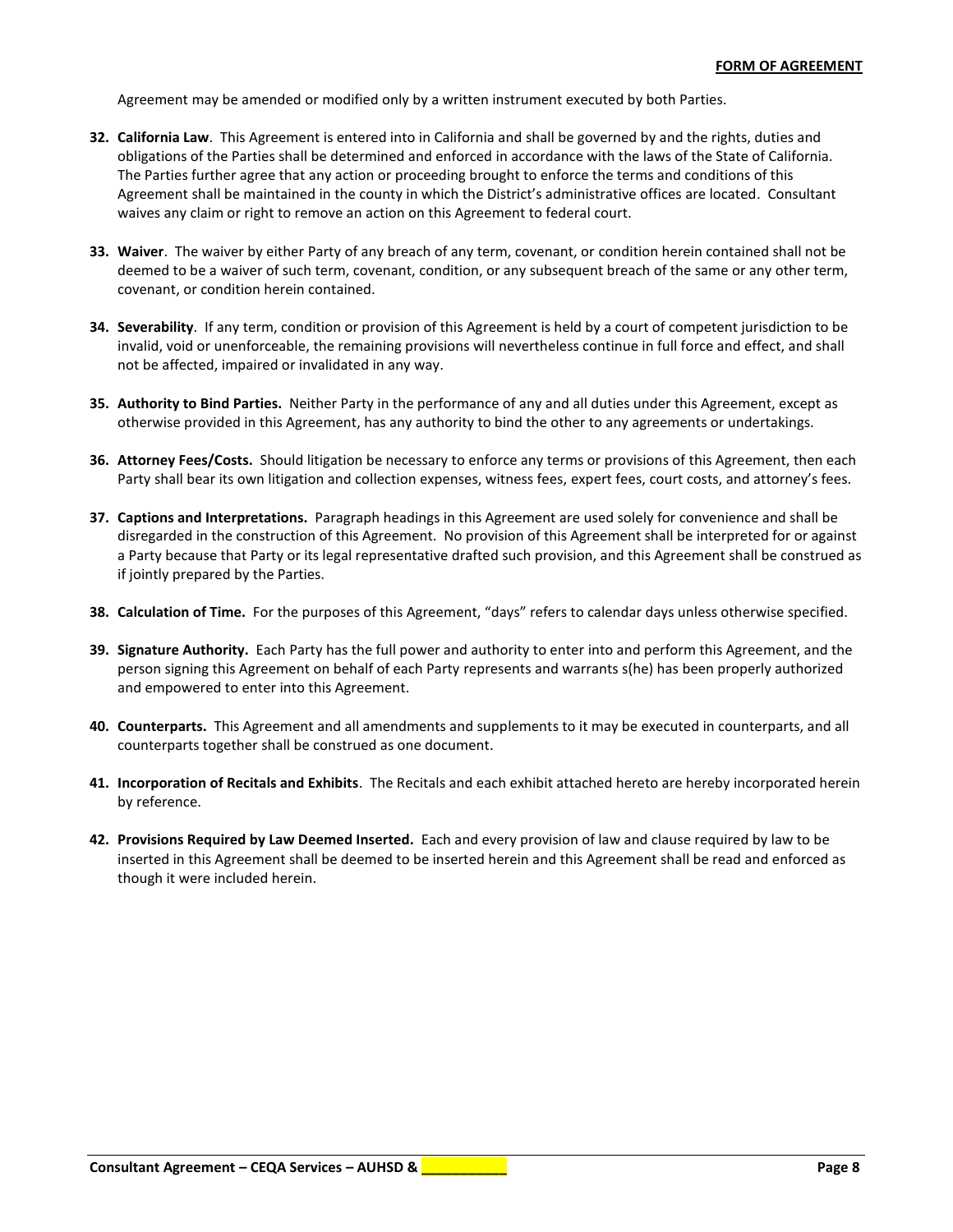Agreement may be amended or modified only by a written instrument executed by both Parties.

32. **California Law**. This Agreement is entered into in California and shall be governed by and the rights, duties and obligations of the Parties shall be determined and enforced in accordance with the laws of the State of California. The Parties further agree that any action or proceeding brought to enforce the terms and conditions of this Agreement shall be maintained in the county in which the District's administrative offices are located. Consultant waives any claim or right to remove an action on this Agreement to federal court.

33. **Waiver**. The waiver by either Party of any breach of any term, covenant, or condition herein contained shall not be deemed to be a waiver of such term, covenant, condition, or any subsequent breach of the same or any other term, covenant, or condition herein contained.

34. **Severability**. If any term, condition or provision of this Agreement is held by a court of competent jurisdiction to be invalid, void or unenforceable, the remaining provisions will nevertheless continue in full force and effect, and shall not be affected, impaired or invalidated in any way.

35. **Authority to Bind Parties.** Neither Party in the performance of any and all duties under this Agreement, except as otherwise provided in this Agreement, has any authority to bind the other to any agreements or undertakings.

36. **Attorney Fees/Costs.** Should litigation be necessary to enforce any terms or provisions of this Agreement, then each Party shall bear its own litigation and collection expenses, witness fees, expert fees, court costs, and attorney's fees.

37. **Captions and Interpretations.** Paragraph headings in this Agreement are used solely for convenience and shall be disregarded in the construction of this Agreement. No provision of this Agreement shall be interpreted for or against a Party because that Party or its legal representative drafted such provision, and this Agreement shall be construed as if jointly prepared by the Parties.

38. **Calculation of Time.** For the purposes of this Agreement, "days" refers to calendar days unless otherwise specified.

39. **Signature Authority.** Each Party has the full power and authority to enter into and perform this Agreement, and the person signing this Agreement on behalf of each Party represents and warrants s(he) has been properly authorized and empowered to enter into this Agreement.

40. **Counterparts.** This Agreement and all amendments and supplements to it may be executed in counterparts, and all counterparts together shall be construed as one document.

41. **Incorporation of Recitals and Exhibits**. The Recitals and each exhibit attached hereto are hereby incorporated herein by reference.

42. **Provisions Required by Law Deemed Inserted.** Each and every provision of law and clause required by law to be inserted in this Agreement shall be deemed to be inserted herein and this Agreement shall be read and enforced as though it were included herein.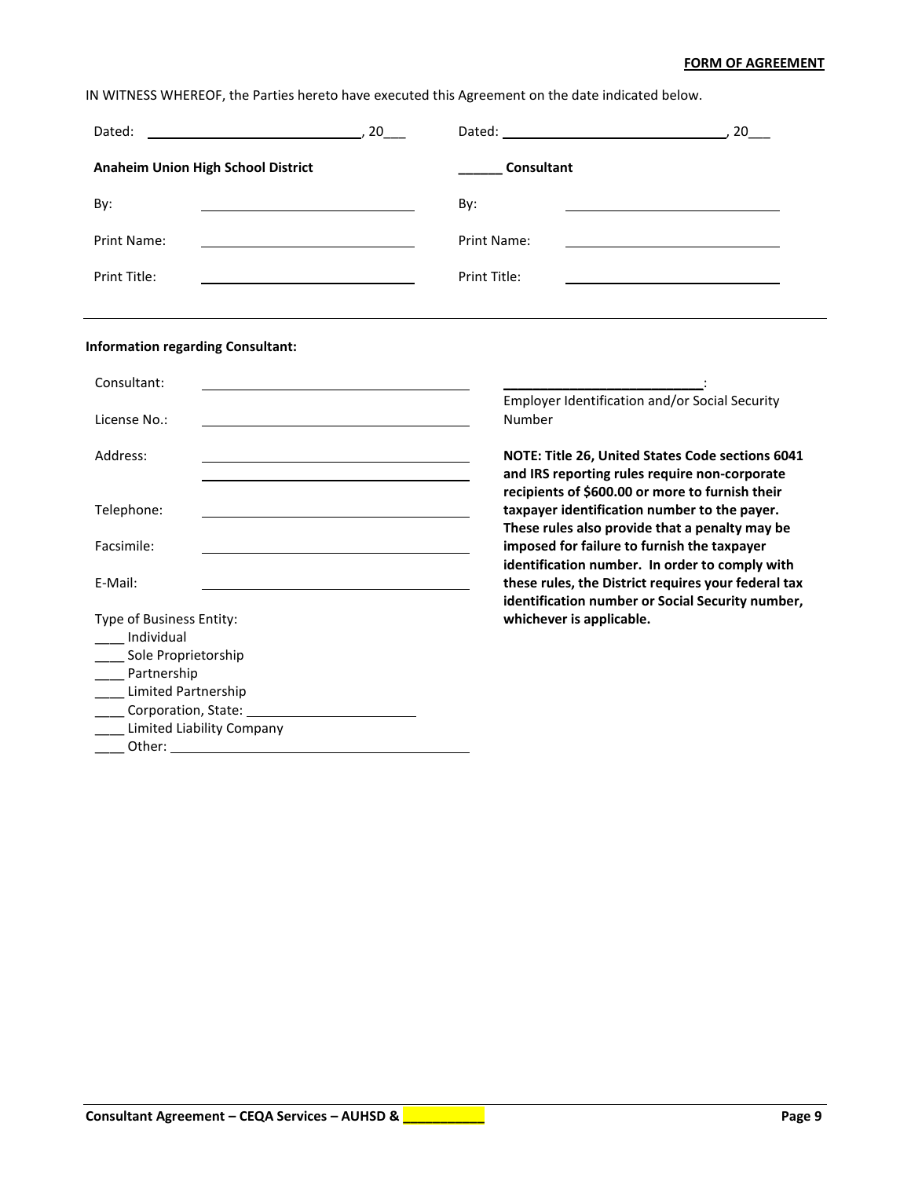**FORM OF AGREEMENT**

IN WITNESS WHEREOF, the Parties hereto have executed this Agreement on the date indicated below.

| | |
|---|---|
| Dated: _______________________________, 20___ | Dated: _______________________________, 20___ |
| **Anaheim Union High School District** | **______ Consultant** |
| By: _______________________________ | By: _______________________________ |
| Print Name: _______________________________ | Print Name: _______________________________ |
| Print Title: _______________________________ | Print Title: _______________________________ |

---

**Information regarding Consultant:**

Consultant: _______________________________________

License No.: _______________________________________

Address: _______________________________________

_______________________________________

Telephone: _______________________________________

Facsimile: _______________________________________

E-Mail: _______________________________________

Type of Business Entity:
____ Individual
____ Sole Proprietorship
____ Partnership
____ Limited Partnership
____ Corporation, State: ______________________
____ Limited Liability Company
____ Other: _______________________________________

___________________________:
Employer Identification and/or Social Security Number

**NOTE: Title 26, United States Code sections 6041 and IRS reporting rules require non-corporate recipients of $600.00 or more to furnish their taxpayer identification number to the payer. These rules also provide that a penalty may be imposed for failure to furnish the taxpayer identification number. In order to comply with these rules, the District requires your federal tax identification number or Social Security number, whichever is applicable.**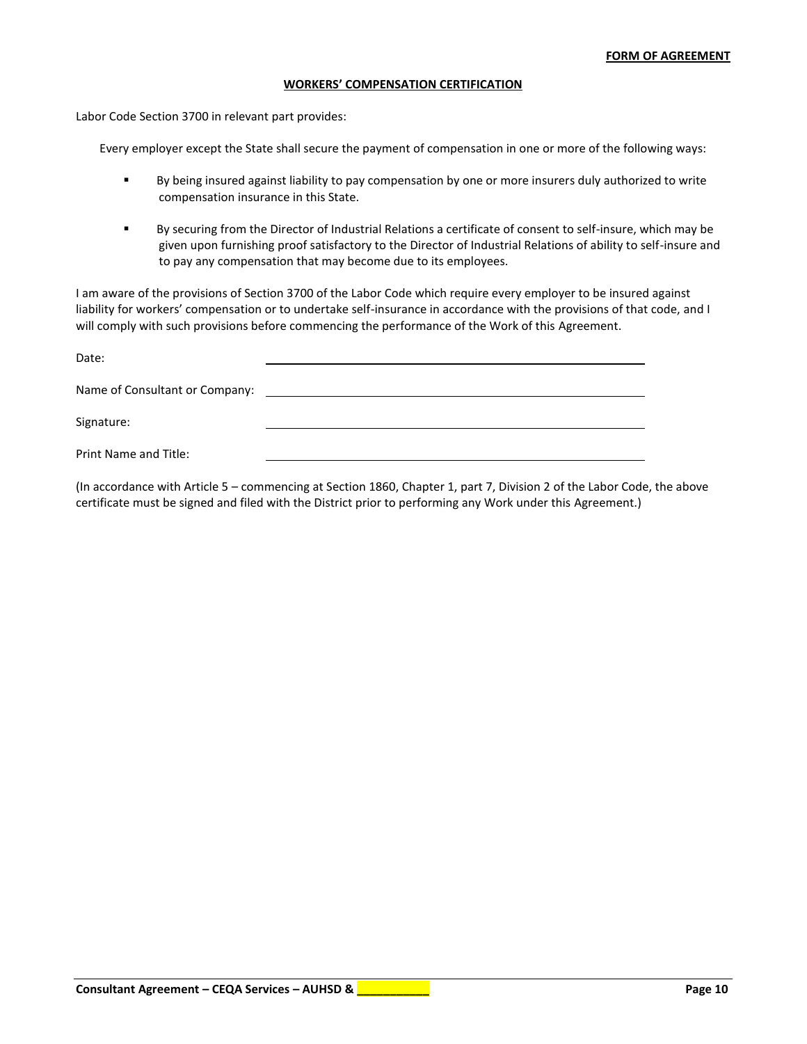**FORM OF AGREEMENT**

## WORKERS' COMPENSATION CERTIFICATION

Labor Code Section 3700 in relevant part provides:

Every employer except the State shall secure the payment of compensation in one or more of the following ways:

- By being insured against liability to pay compensation by one or more insurers duly authorized to write compensation insurance in this State.
- By securing from the Director of Industrial Relations a certificate of consent to self-insure, which may be given upon furnishing proof satisfactory to the Director of Industrial Relations of ability to self-insure and to pay any compensation that may become due to its employees.

I am aware of the provisions of Section 3700 of the Labor Code which require every employer to be insured against liability for workers' compensation or to undertake self-insurance in accordance with the provisions of that code, and I will comply with such provisions before commencing the performance of the Work of this Agreement.

Date: ______________________________

Name of Consultant or Company: ______________________________

Signature: ______________________________

Print Name and Title: ______________________________

(In accordance with Article 5 – commencing at Section 1860, Chapter 1, part 7, Division 2 of the Labor Code, the above certificate must be signed and filed with the District prior to performing any Work under this Agreement.)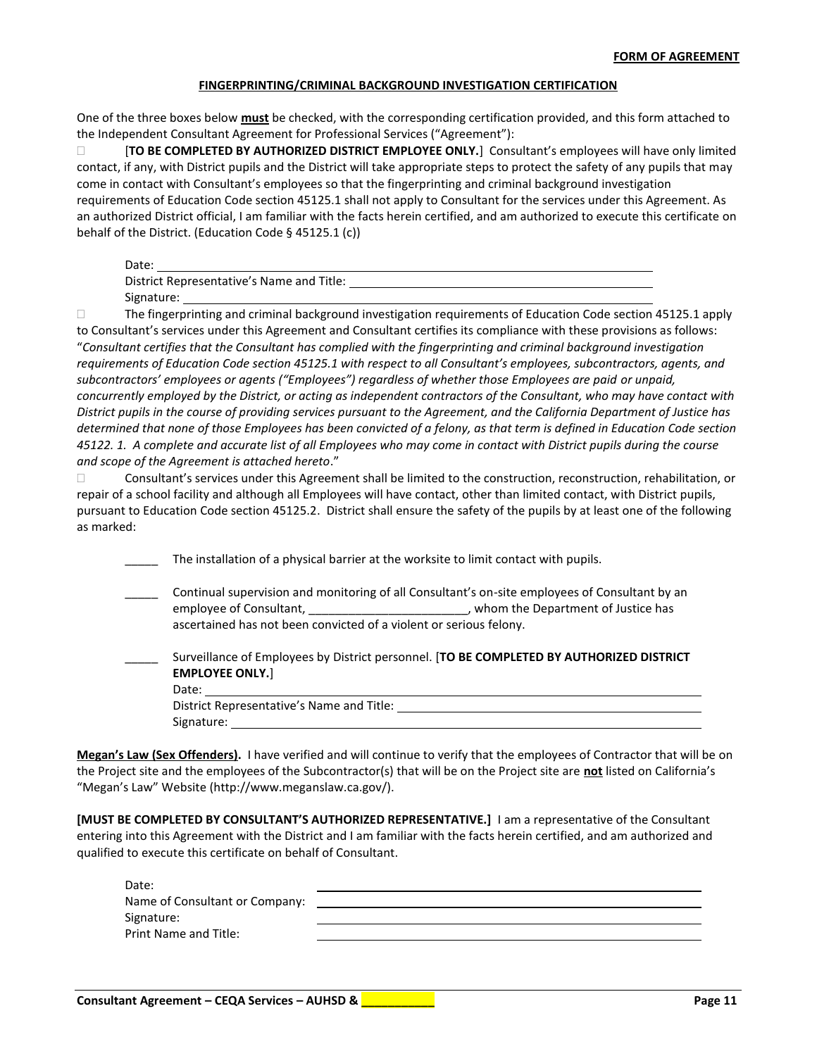**FORM OF AGREEMENT**

**FINGERPRINTING/CRIMINAL BACKGROUND INVESTIGATION CERTIFICATION**

One of the three boxes below **must** be checked, with the corresponding certification provided, and this form attached to the Independent Consultant Agreement for Professional Services ("Agreement"):

☐ [**TO BE COMPLETED BY AUTHORIZED DISTRICT EMPLOYEE ONLY.**] Consultant's employees will have only limited contact, if any, with District pupils and the District will take appropriate steps to protect the safety of any pupils that may come in contact with Consultant's employees so that the fingerprinting and criminal background investigation requirements of Education Code section 45125.1 shall not apply to Consultant for the services under this Agreement. As an authorized District official, I am familiar with the facts herein certified, and am authorized to execute this certificate on behalf of the District. (Education Code § 45125.1 (c))

Date: ____________________

District Representative's Name and Title: ____________________

Signature: ____________________

☐ The fingerprinting and criminal background investigation requirements of Education Code section 45125.1 apply to Consultant's services under this Agreement and Consultant certifies its compliance with these provisions as follows: "*Consultant certifies that the Consultant has complied with the fingerprinting and criminal background investigation requirements of Education Code section 45125.1 with respect to all Consultant's employees, subcontractors, agents, and subcontractors' employees or agents ("Employees") regardless of whether those Employees are paid or unpaid, concurrently employed by the District, or acting as independent contractors of the Consultant, who may have contact with District pupils in the course of providing services pursuant to the Agreement, and the California Department of Justice has determined that none of those Employees has been convicted of a felony, as that term is defined in Education Code section 45122. 1. A complete and accurate list of all Employees who may come in contact with District pupils during the course and scope of the Agreement is attached hereto*."

☐ Consultant's services under this Agreement shall be limited to the construction, reconstruction, rehabilitation, or repair of a school facility and although all Employees will have contact, other than limited contact, with District pupils, pursuant to Education Code section 45125.2. District shall ensure the safety of the pupils by at least one of the following as marked:

_____ The installation of a physical barrier at the worksite to limit contact with pupils.

_____ Continual supervision and monitoring of all Consultant's on-site employees of Consultant by an employee of Consultant, _______________________, whom the Department of Justice has ascertained has not been convicted of a violent or serious felony.

_____ Surveillance of Employees by District personnel. [**TO BE COMPLETED BY AUTHORIZED DISTRICT EMPLOYEE ONLY.**]

Date: ____________________

District Representative's Name and Title: ____________________

Signature: ____________________

**Megan's Law (Sex Offenders).** I have verified and will continue to verify that the employees of Contractor that will be on the Project site and the employees of the Subcontractor(s) that will be on the Project site are **not** listed on California's "Megan's Law" Website (http://www.meganslaw.ca.gov/).

**[MUST BE COMPLETED BY CONSULTANT'S AUTHORIZED REPRESENTATIVE.]** I am a representative of the Consultant entering into this Agreement with the District and I am familiar with the facts herein certified, and am authorized and qualified to execute this certificate on behalf of Consultant.

Date: ____________________

Name of Consultant or Company: ____________________

Signature: ____________________

Print Name and Title: ____________________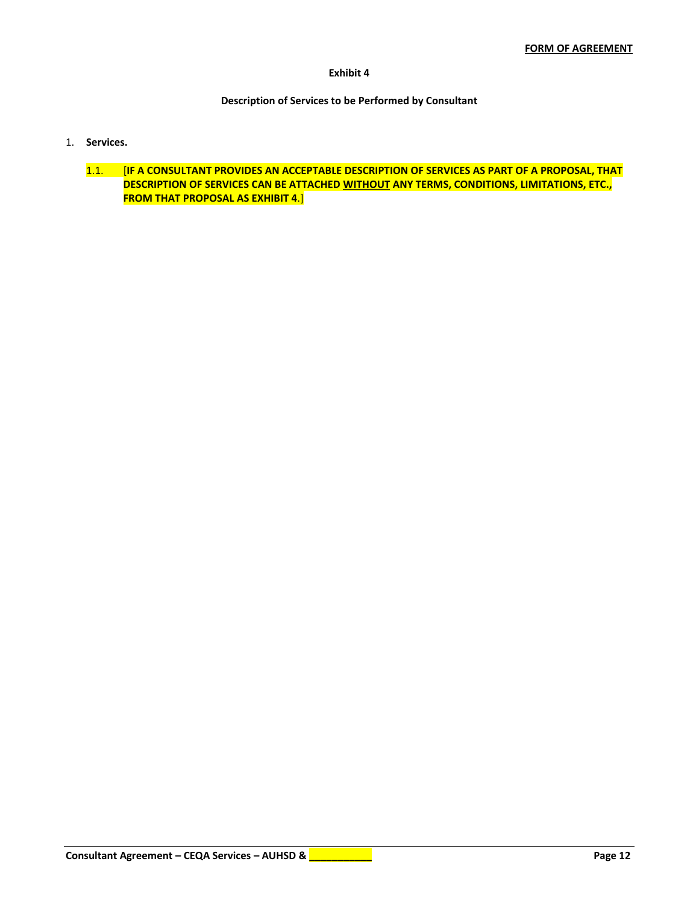**Exhibit 4**

**Description of Services to be Performed by Consultant**

1. **Services.**

   1.1. [**IF A CONSULTANT PROVIDES AN ACCEPTABLE DESCRIPTION OF SERVICES AS PART OF A PROPOSAL, THAT DESCRIPTION OF SERVICES CAN BE ATTACHED <u>WITHOUT</u> ANY TERMS, CONDITIONS, LIMITATIONS, ETC., FROM THAT PROPOSAL AS EXHIBIT 4**.]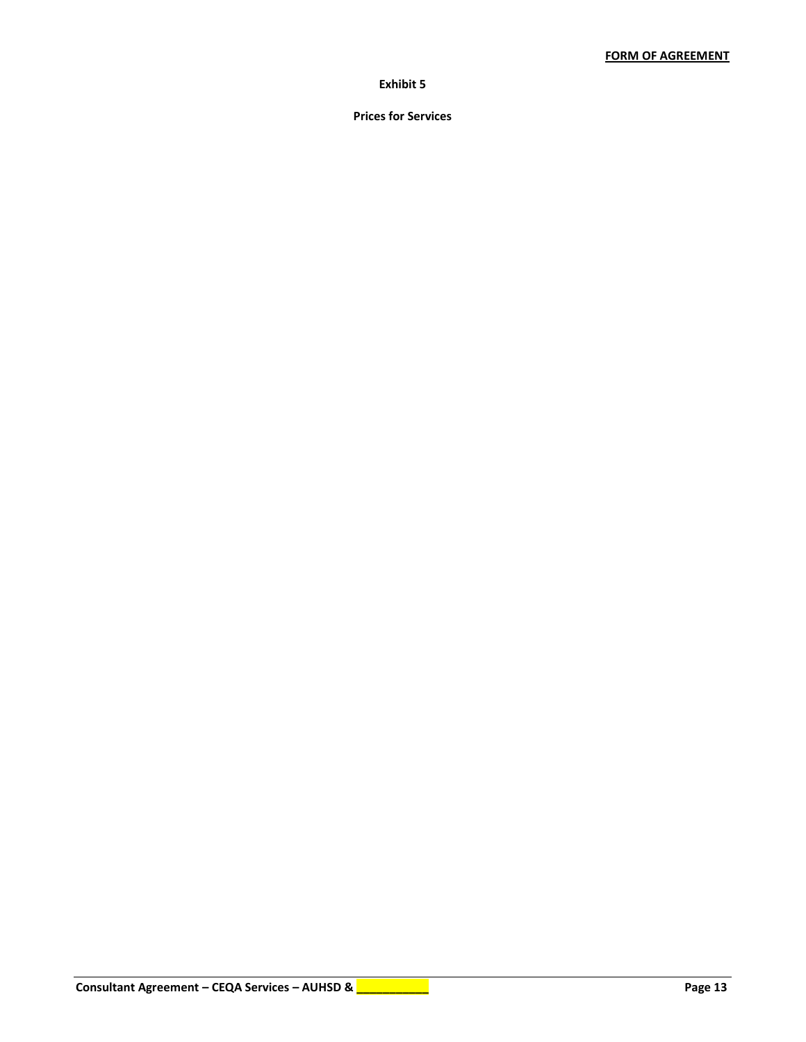**Exhibit 5**

**Prices for Services**